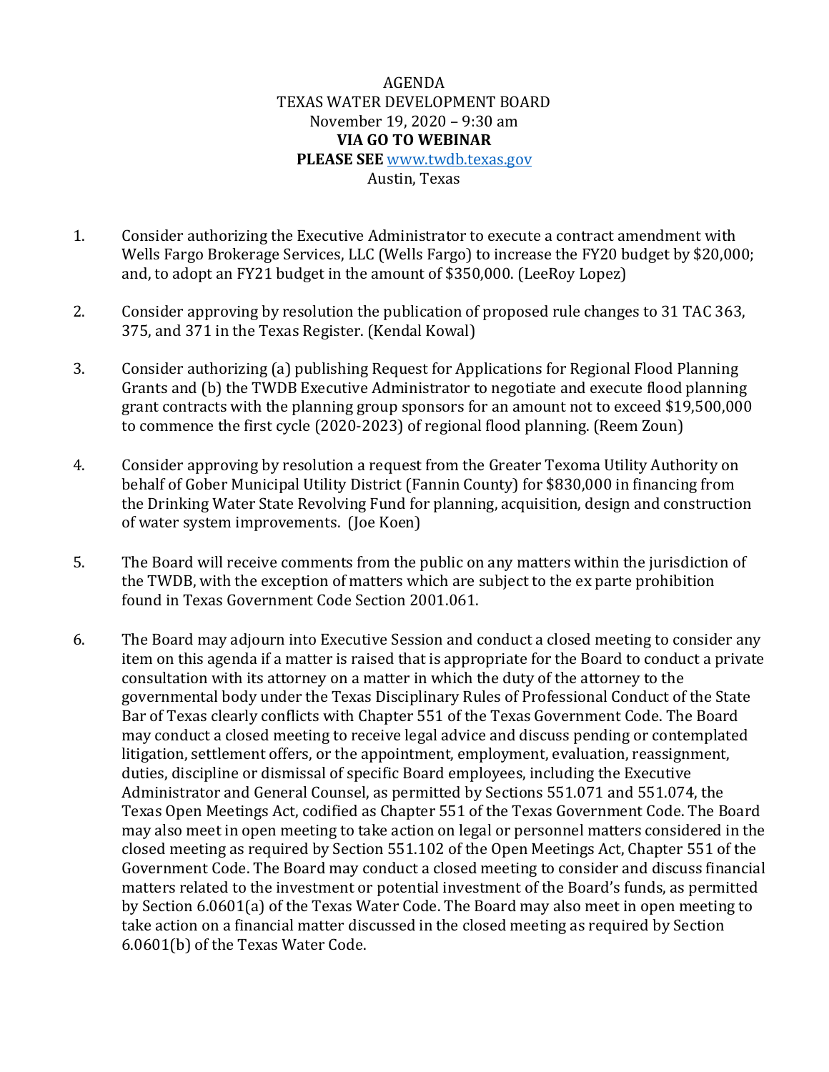AGENDA
TEXAS WATER DEVELOPMENT BOARD
November 19, 2020 – 9:30 am
**VIA GO TO WEBINAR**
**PLEASE SEE** www.twdb.texas.gov
Austin, Texas

1. Consider authorizing the Executive Administrator to execute a contract amendment with Wells Fargo Brokerage Services, LLC (Wells Fargo) to increase the FY20 budget by $20,000; and, to adopt an FY21 budget in the amount of $350,000. (LeeRoy Lopez)

2. Consider approving by resolution the publication of proposed rule changes to 31 TAC 363, 375, and 371 in the Texas Register. (Kendal Kowal)

3. Consider authorizing (a) publishing Request for Applications for Regional Flood Planning Grants and (b) the TWDB Executive Administrator to negotiate and execute flood planning grant contracts with the planning group sponsors for an amount not to exceed $19,500,000 to commence the first cycle (2020-2023) of regional flood planning. (Reem Zoun)

4. Consider approving by resolution a request from the Greater Texoma Utility Authority on behalf of Gober Municipal Utility District (Fannin County) for $830,000 in financing from the Drinking Water State Revolving Fund for planning, acquisition, design and construction of water system improvements. (Joe Koen)

5. The Board will receive comments from the public on any matters within the jurisdiction of the TWDB, with the exception of matters which are subject to the ex parte prohibition found in Texas Government Code Section 2001.061.

6. The Board may adjourn into Executive Session and conduct a closed meeting to consider any item on this agenda if a matter is raised that is appropriate for the Board to conduct a private consultation with its attorney on a matter in which the duty of the attorney to the governmental body under the Texas Disciplinary Rules of Professional Conduct of the State Bar of Texas clearly conflicts with Chapter 551 of the Texas Government Code. The Board may conduct a closed meeting to receive legal advice and discuss pending or contemplated litigation, settlement offers, or the appointment, employment, evaluation, reassignment, duties, discipline or dismissal of specific Board employees, including the Executive Administrator and General Counsel, as permitted by Sections 551.071 and 551.074, the Texas Open Meetings Act, codified as Chapter 551 of the Texas Government Code. The Board may also meet in open meeting to take action on legal or personnel matters considered in the closed meeting as required by Section 551.102 of the Open Meetings Act, Chapter 551 of the Government Code. The Board may conduct a closed meeting to consider and discuss financial matters related to the investment or potential investment of the Board's funds, as permitted by Section 6.0601(a) of the Texas Water Code. The Board may also meet in open meeting to take action on a financial matter discussed in the closed meeting as required by Section 6.0601(b) of the Texas Water Code.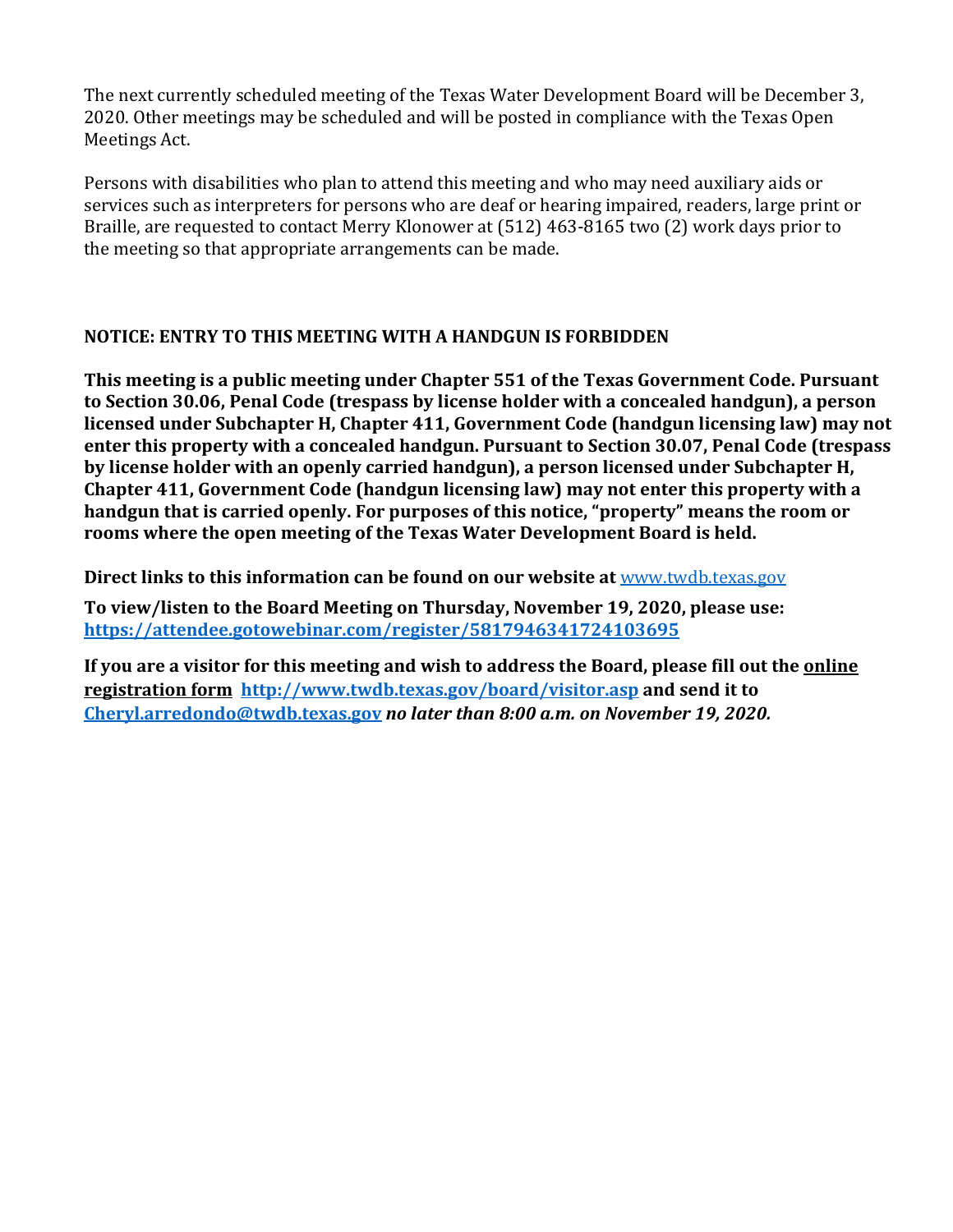The next currently scheduled meeting of the Texas Water Development Board will be December 3, 2020. Other meetings may be scheduled and will be posted in compliance with the Texas Open Meetings Act.

Persons with disabilities who plan to attend this meeting and who may need auxiliary aids or services such as interpreters for persons who are deaf or hearing impaired, readers, large print or Braille, are requested to contact Merry Klonower at (512) 463-8165 two (2) work days prior to the meeting so that appropriate arrangements can be made.

**NOTICE: ENTRY TO THIS MEETING WITH A HANDGUN IS FORBIDDEN**

**This meeting is a public meeting under Chapter 551 of the Texas Government Code. Pursuant to Section 30.06, Penal Code (trespass by license holder with a concealed handgun), a person licensed under Subchapter H, Chapter 411, Government Code (handgun licensing law) may not enter this property with a concealed handgun. Pursuant to Section 30.07, Penal Code (trespass by license holder with an openly carried handgun), a person licensed under Subchapter H, Chapter 411, Government Code (handgun licensing law) may not enter this property with a handgun that is carried openly. For purposes of this notice, "property" means the room or rooms where the open meeting of the Texas Water Development Board is held.**

**Direct links to this information can be found on our website at** www.twdb.texas.gov

**To view/listen to the Board Meeting on Thursday, November 19, 2020, please use: https://attendee.gotowebinar.com/register/5817946341724103695**

**If you are a visitor for this meeting and wish to address the Board, please fill out the online registration form http://www.twdb.texas.gov/board/visitor.asp and send it to Cheryl.arredondo@twdb.texas.gov** ***no later than 8:00 a.m. on November 19, 2020.***